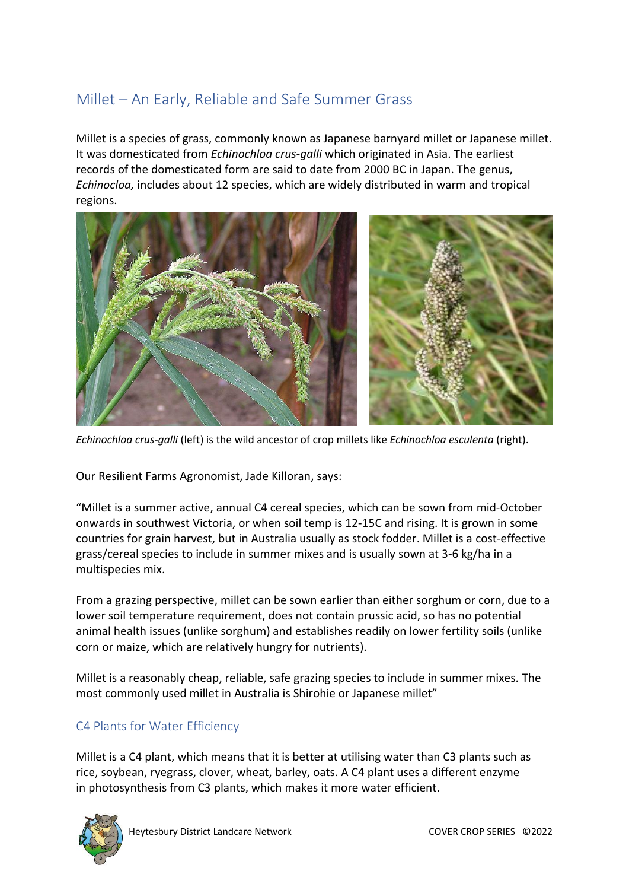## Millet – An Early, Reliable and Safe Summer Grass

Millet is a species of grass, commonly known as Japanese barnyard millet or Japanese millet. It was domesticated from *Echinochloa crus-galli* which originated in Asia. The earliest records of the domesticated form are said to date from 2000 BC in Japan. The genus, *Echinocloa,* includes about 12 species, which are widely distributed in warm and tropical regions.

*Echinochloa crus-galli* (left) is the wild ancestor of crop millets like *Echinochloa esculenta* (right).

Our Resilient Farms Agronomist, Jade Killoran, says:

"Millet is a summer active, annual C4 cereal species, which can be sown from mid-October onwards in southwest Victoria, or when soil temp is 12-15C and rising. It is grown in some countries for grain harvest, but in Australia usually as stock fodder. Millet is a cost-effective grass/cereal species to include in summer mixes and is usually sown at 3-6 kg/ha in a multispecies mix.

From a grazing perspective, millet can be sown earlier than either sorghum or corn, due to a lower soil temperature requirement, does not contain prussic acid, so has no potential animal health issues (unlike sorghum) and establishes readily on lower fertility soils (unlike corn or maize, which are relatively hungry for nutrients).

Millet is a reasonably cheap, reliable, safe grazing species to include in summer mixes. The most commonly used millet in Australia is Shirohie or Japanese millet"

### C4 Plants for Water Efficiency

Millet is a C4 plant, which means that it is better at utilising water than C3 plants such as rice, soybean, ryegrass, clover, wheat, barley, oats. A C4 plant uses a different enzyme in photosynthesis from C3 plants, which makes it more water efficient.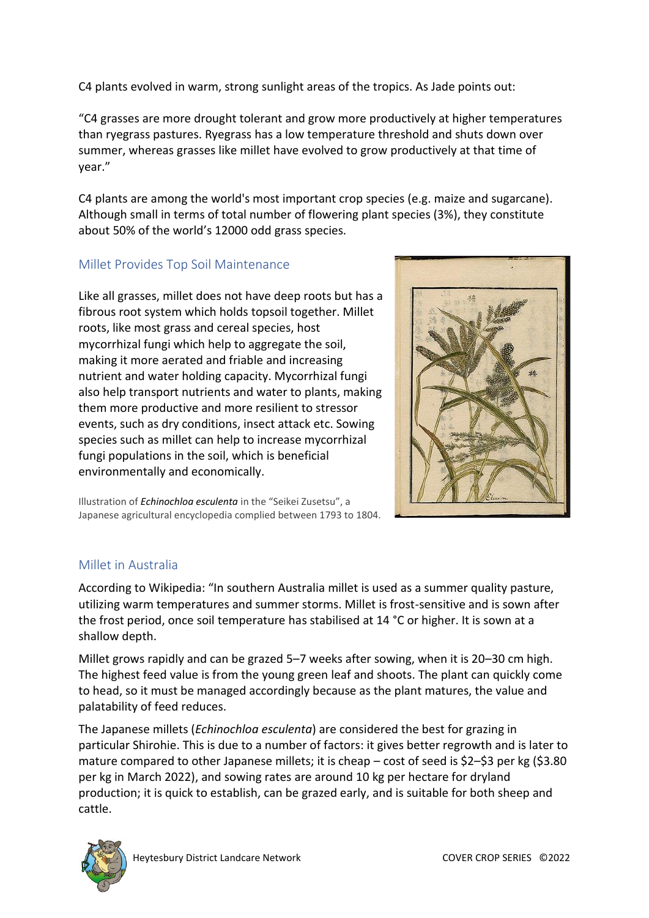C4 plants evolved in warm, strong sunlight areas of the tropics. As Jade points out:

"C4 grasses are more drought tolerant and grow more productively at higher temperatures than ryegrass pastures. Ryegrass has a low temperature threshold and shuts down over summer, whereas grasses like millet have evolved to grow productively at that time of year."

C4 plants are among the world's most important crop species (e.g. maize and sugarcane). Although small in terms of total number of flowering plant species (3%), they constitute about 50% of the world's 12000 odd grass species.

## Millet Provides Top Soil Maintenance

Like all grasses, millet does not have deep roots but has a fibrous root system which holds topsoil together. Millet roots, like most grass and cereal species, host mycorrhizal fungi which help to aggregate the soil, making it more aerated and friable and increasing nutrient and water holding capacity. Mycorrhizal fungi also help transport nutrients and water to plants, making them more productive and more resilient to stressor events, such as dry conditions, insect attack etc. Sowing species such as millet can help to increase mycorrhizal fungi populations in the soil, which is beneficial environmentally and economically.

Illustration of ***Echinochloa esculenta*** in the "Seikei Zusetsu", a Japanese agricultural encyclopedia complied between 1793 to 1804.

## Millet in Australia

According to Wikipedia: "In southern Australia millet is used as a summer quality pasture, utilizing warm temperatures and summer storms. Millet is frost-sensitive and is sown after the frost period, once soil temperature has stabilised at 14 °C or higher. It is sown at a shallow depth.

Millet grows rapidly and can be grazed 5–7 weeks after sowing, when it is 20–30 cm high. The highest feed value is from the young green leaf and shoots. The plant can quickly come to head, so it must be managed accordingly because as the plant matures, the value and palatability of feed reduces.

The Japanese millets (*Echinochloa esculenta*) are considered the best for grazing in particular Shirohie. This is due to a number of factors: it gives better regrowth and is later to mature compared to other Japanese millets; it is cheap – cost of seed is $2–$3 per kg ($3.80 per kg in March 2022), and sowing rates are around 10 kg per hectare for dryland production; it is quick to establish, can be grazed early, and is suitable for both sheep and cattle.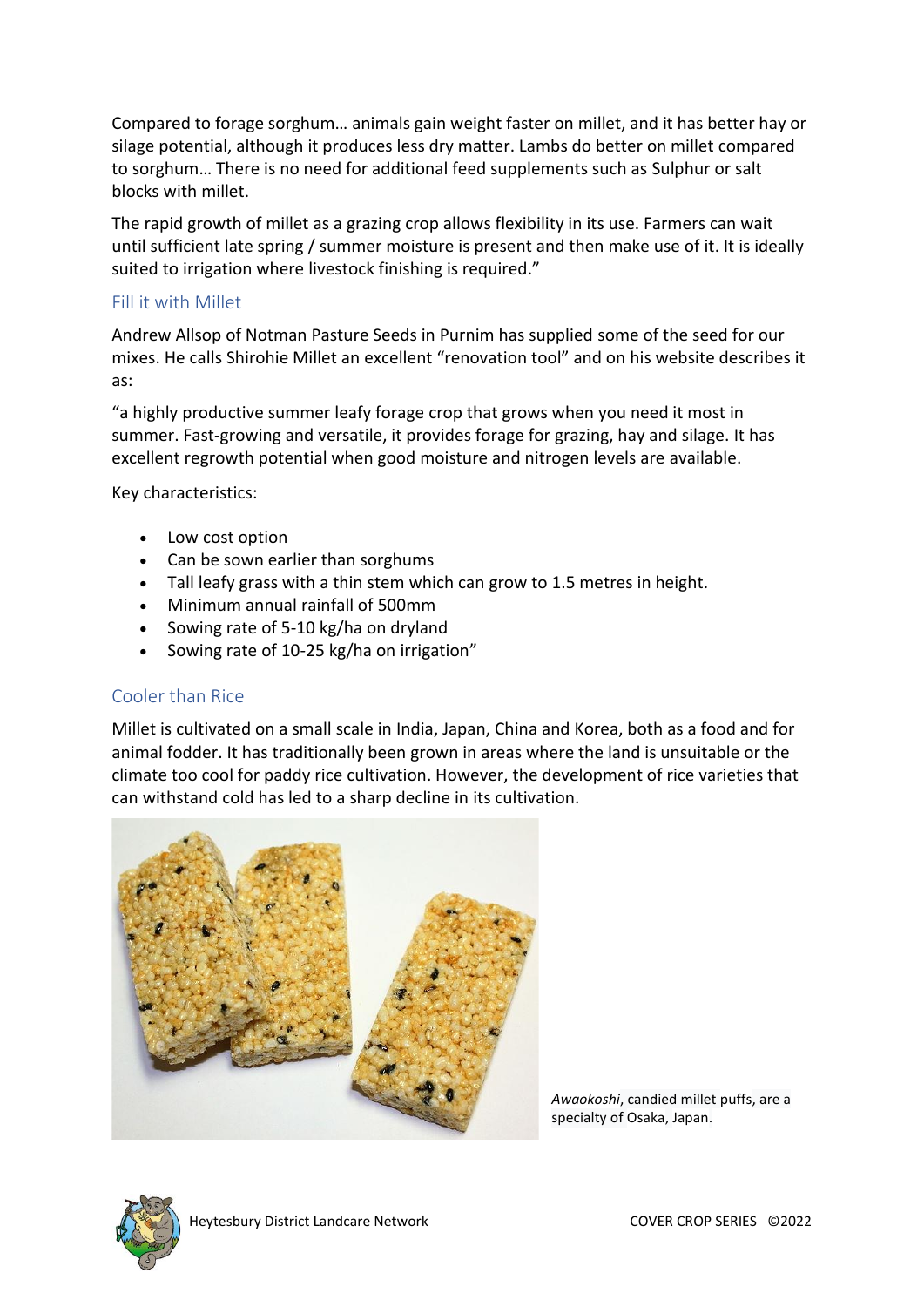Compared to forage sorghum… animals gain weight faster on millet, and it has better hay or silage potential, although it produces less dry matter. Lambs do better on millet compared to sorghum… There is no need for additional feed supplements such as Sulphur or salt blocks with millet.

The rapid growth of millet as a grazing crop allows flexibility in its use. Farmers can wait until sufficient late spring / summer moisture is present and then make use of it. It is ideally suited to irrigation where livestock finishing is required."

## Fill it with Millet

Andrew Allsop of Notman Pasture Seeds in Purnim has supplied some of the seed for our mixes. He calls Shirohie Millet an excellent "renovation tool" and on his website describes it as:

"a highly productive summer leafy forage crop that grows when you need it most in summer. Fast-growing and versatile, it provides forage for grazing, hay and silage. It has excellent regrowth potential when good moisture and nitrogen levels are available.

Key characteristics:

- Low cost option
- Can be sown earlier than sorghums
- Tall leafy grass with a thin stem which can grow to 1.5 metres in height.
- Minimum annual rainfall of 500mm
- Sowing rate of 5-10 kg/ha on dryland
- Sowing rate of 10-25 kg/ha on irrigation"

## Cooler than Rice

Millet is cultivated on a small scale in India, Japan, China and Korea, both as a food and for animal fodder. It has traditionally been grown in areas where the land is unsuitable or the climate too cool for paddy rice cultivation. However, the development of rice varieties that can withstand cold has led to a sharp decline in its cultivation.

*Awaokoshi*, candied millet puffs, are a specialty of Osaka, Japan.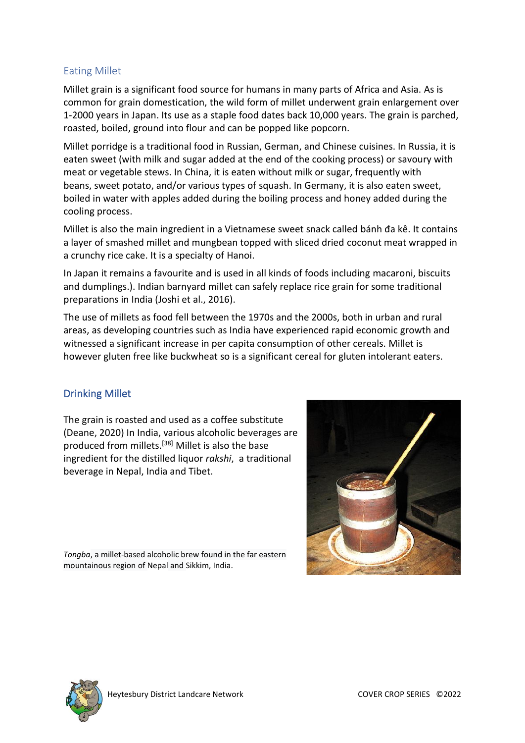## Eating Millet

Millet grain is a significant food source for humans in many parts of Africa and Asia. As is common for grain domestication, the wild form of millet underwent grain enlargement over 1-2000 years in Japan. Its use as a staple food dates back 10,000 years. The grain is parched, roasted, boiled, ground into flour and can be popped like popcorn.

Millet porridge is a traditional food in Russian, German, and Chinese cuisines. In Russia, it is eaten sweet (with milk and sugar added at the end of the cooking process) or savoury with meat or vegetable stews. In China, it is eaten without milk or sugar, frequently with beans, sweet potato, and/or various types of squash. In Germany, it is also eaten sweet, boiled in water with apples added during the boiling process and honey added during the cooling process.

Millet is also the main ingredient in a Vietnamese sweet snack called bánh đa kê. It contains a layer of smashed millet and mungbean topped with sliced dried coconut meat wrapped in a crunchy rice cake. It is a specialty of Hanoi.

In Japan it remains a favourite and is used in all kinds of foods including macaroni, biscuits and dumplings.). Indian barnyard millet can safely replace rice grain for some traditional preparations in India (Joshi et al., 2016).

The use of millets as food fell between the 1970s and the 2000s, both in urban and rural areas, as developing countries such as India have experienced rapid economic growth and witnessed a significant increase in per capita consumption of other cereals. Millet is however gluten free like buckwheat so is a significant cereal for gluten intolerant eaters.

## Drinking Millet

The grain is roasted and used as a coffee substitute (Deane, 2020) In India, various alcoholic beverages are produced from millets.[38] Millet is also the base ingredient for the distilled liquor *rakshi*, a traditional beverage in Nepal, India and Tibet.

*Tongba*, a millet-based alcoholic brew found in the far eastern mountainous region of Nepal and Sikkim, India.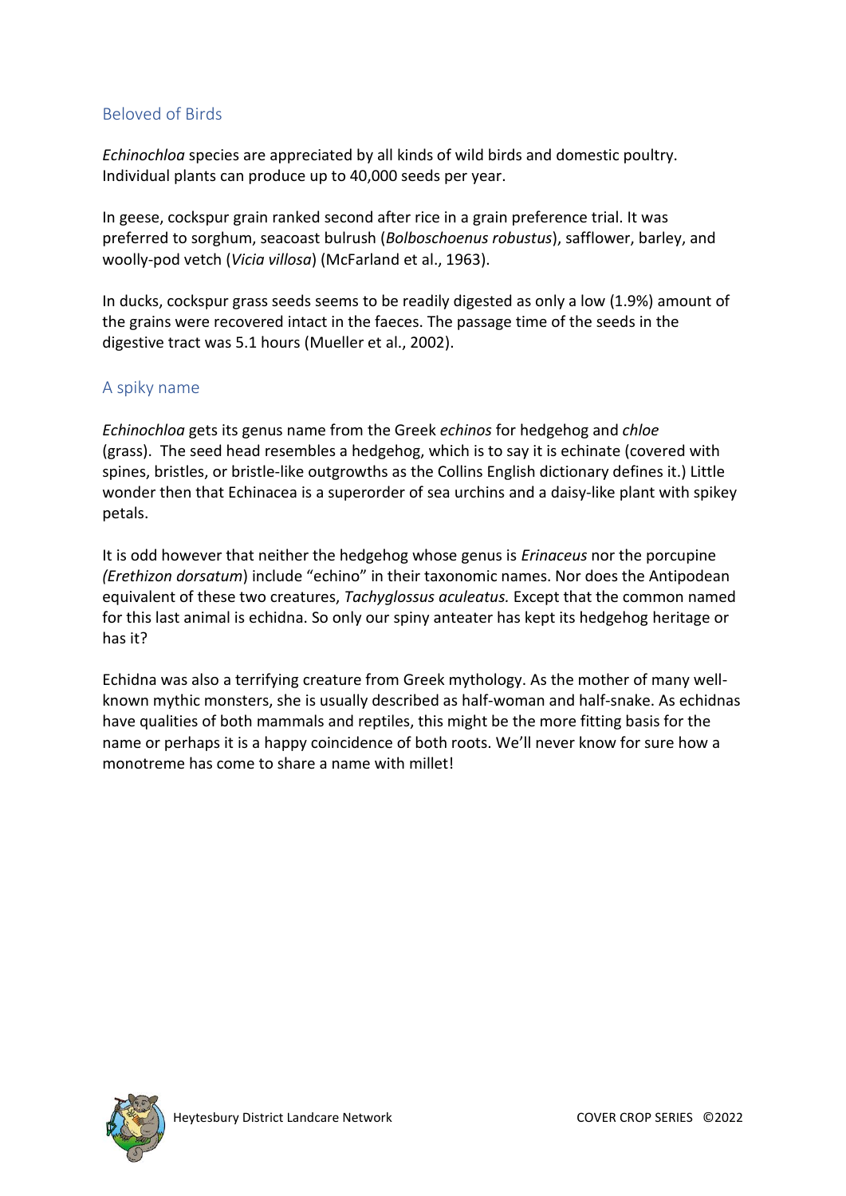## Beloved of Birds

*Echinochloa* species are appreciated by all kinds of wild birds and domestic poultry. Individual plants can produce up to 40,000 seeds per year.

In geese, cockspur grain ranked second after rice in a grain preference trial. It was preferred to sorghum, seacoast bulrush (*Bolboschoenus robustus*), safflower, barley, and woolly-pod vetch (*Vicia villosa*) (McFarland et al., 1963).

In ducks, cockspur grass seeds seems to be readily digested as only a low (1.9%) amount of the grains were recovered intact in the faeces. The passage time of the seeds in the digestive tract was 5.1 hours (Mueller et al., 2002).

## A spiky name

*Echinochloa* gets its genus name from the Greek *echinos* for hedgehog and *chloe* (grass). The seed head resembles a hedgehog, which is to say it is echinate (covered with spines, bristles, or bristle-like outgrowths as the Collins English dictionary defines it.) Little wonder then that Echinacea is a superorder of sea urchins and a daisy-like plant with spikey petals.

It is odd however that neither the hedgehog whose genus is *Erinaceus* nor the porcupine *(Erethizon dorsatum*) include "echino" in their taxonomic names. Nor does the Antipodean equivalent of these two creatures, *Tachyglossus aculeatus.* Except that the common named for this last animal is echidna. So only our spiny anteater has kept its hedgehog heritage or has it?

Echidna was also a terrifying creature from Greek mythology. As the mother of many well-known mythic monsters, she is usually described as half-woman and half-snake. As echidnas have qualities of both mammals and reptiles, this might be the more fitting basis for the name or perhaps it is a happy coincidence of both roots. We'll never know for sure how a monotreme has come to share a name with millet!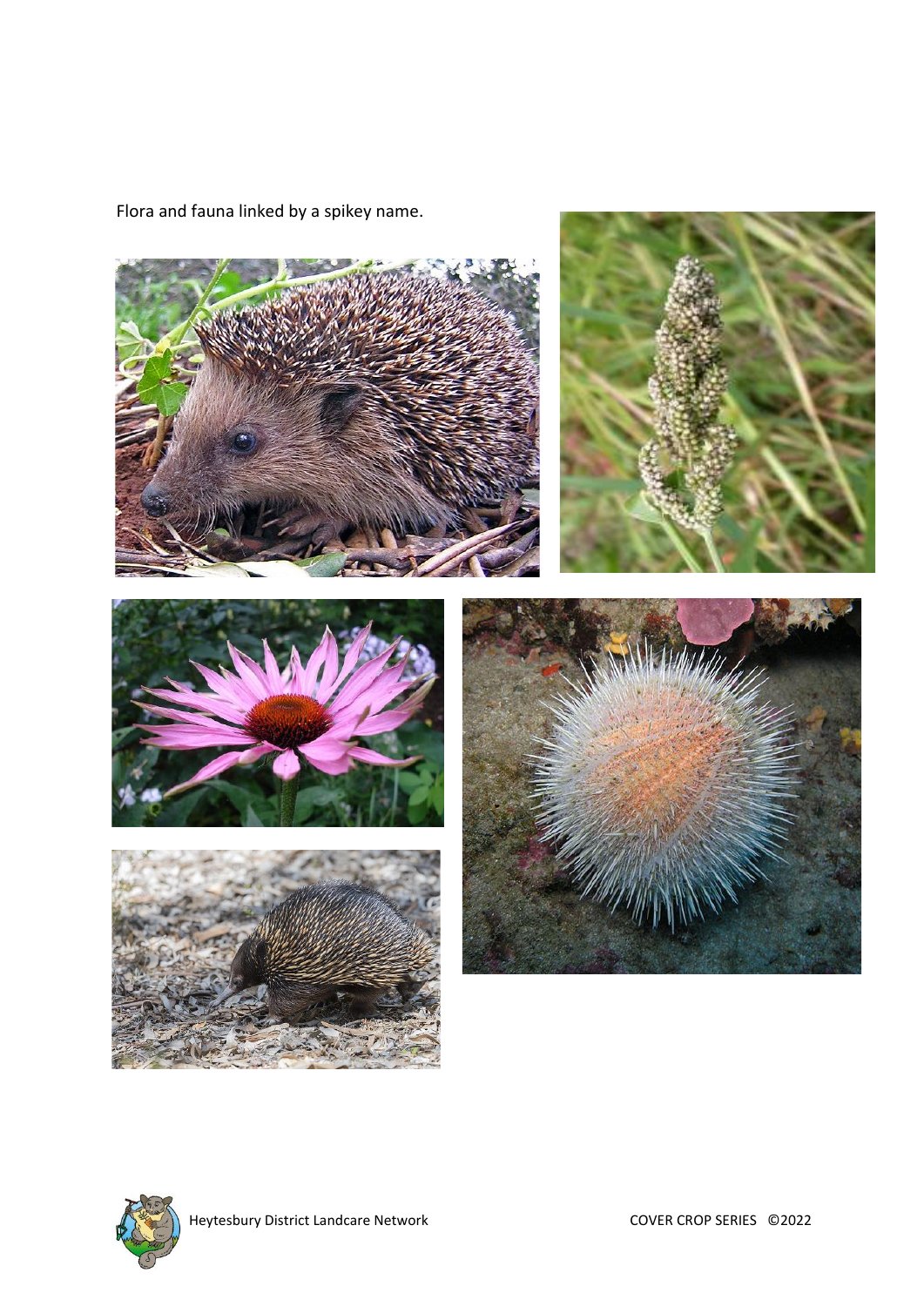Flora and fauna linked by a spikey name.